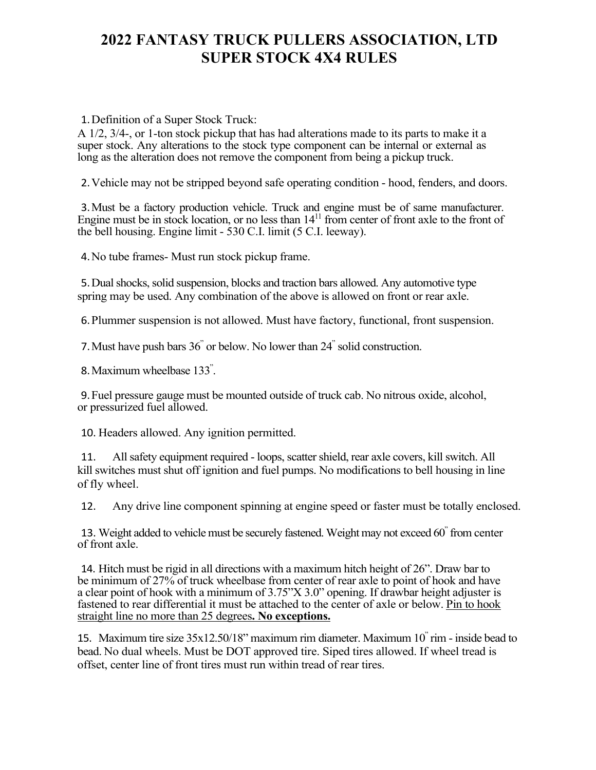# 2022 FANTASY TRUCK PULLERS ASSOCIATION, LTD SUPER STOCK 4X4 RULES

1. Definition of a Super Stock Truck:
A 1/2, 3/4-, or 1-ton stock pickup that has had alterations made to its parts to make it a super stock. Any alterations to the stock type component can be internal or external as long as the alteration does not remove the component from being a pickup truck.

2. Vehicle may not be stripped beyond safe operating condition - hood, fenders, and doors.

3. Must be a factory production vehicle. Truck and engine must be of same manufacturer. Engine must be in stock location, or no less than 14" from center of front axle to the front of the bell housing. Engine limit - 530 C.I. limit (5 C.I. leeway).

4. No tube frames- Must run stock pickup frame.

5. Dual shocks, solid suspension, blocks and traction bars allowed. Any automotive type spring may be used. Any combination of the above is allowed on front or rear axle.

6. Plummer suspension is not allowed. Must have factory, functional, front suspension.

7. Must have push bars 36" or below. No lower than 24" solid construction.

8. Maximum wheelbase 133".

9. Fuel pressure gauge must be mounted outside of truck cab. No nitrous oxide, alcohol, or pressurized fuel allowed.

10. Headers allowed. Any ignition permitted.

11. All safety equipment required - loops, scatter shield, rear axle covers, kill switch. All kill switches must shut off ignition and fuel pumps. No modifications to bell housing in line of fly wheel.

12. Any drive line component spinning at engine speed or faster must be totally enclosed.

13. Weight added to vehicle must be securely fastened. Weight may not exceed 60" from center of front axle.

14. Hitch must be rigid in all directions with a maximum hitch height of 26". Draw bar to be minimum of 27% of truck wheelbase from center of rear axle to point of hook and have a clear point of hook with a minimum of 3.75"X 3.0" opening. If drawbar height adjuster is fastened to rear differential it must be attached to the center of axle or below. <u>Pin to hook straight line no more than 25 degrees</u>**. No exceptions.**

15. Maximum tire size 35x12.50/18" maximum rim diameter. Maximum 10" rim - inside bead to bead. No dual wheels. Must be DOT approved tire. Siped tires allowed. If wheel tread is offset, center line of front tires must run within tread of rear tires.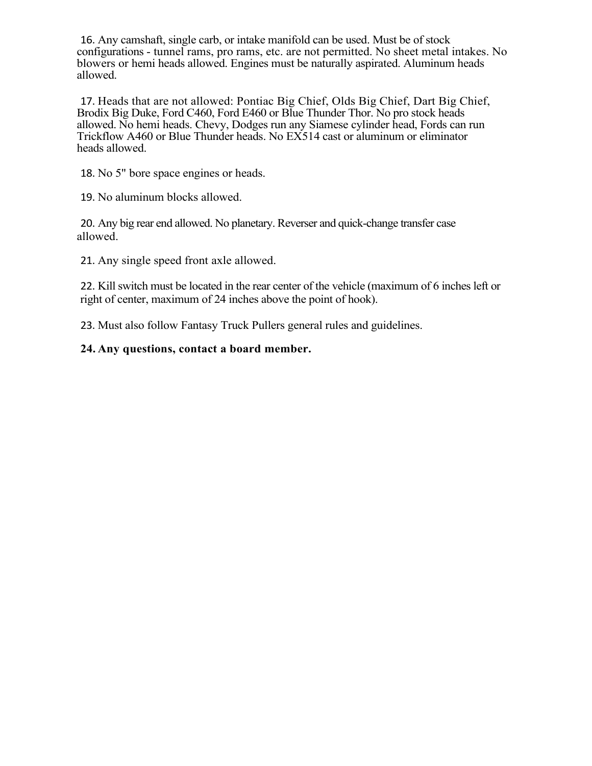16. Any camshaft, single carb, or intake manifold can be used. Must be of stock configurations - tunnel rams, pro rams, etc. are not permitted. No sheet metal intakes. No blowers or hemi heads allowed. Engines must be naturally aspirated. Aluminum heads allowed.

17. Heads that are not allowed: Pontiac Big Chief, Olds Big Chief, Dart Big Chief, Brodix Big Duke, Ford C460, Ford E460 or Blue Thunder Thor. No pro stock heads allowed. No hemi heads. Chevy, Dodges run any Siamese cylinder head, Fords can run Trickflow A460 or Blue Thunder heads. No EX514 cast or aluminum or eliminator heads allowed.

18. No 5" bore space engines or heads.

19. No aluminum blocks allowed.

20. Any big rear end allowed. No planetary. Reverser and quick-change transfer case allowed.

21. Any single speed front axle allowed.

22. Kill switch must be located in the rear center of the vehicle (maximum of 6 inches left or right of center, maximum of 24 inches above the point of hook).

23. Must also follow Fantasy Truck Pullers general rules and guidelines.

**24. Any questions, contact a board member.**